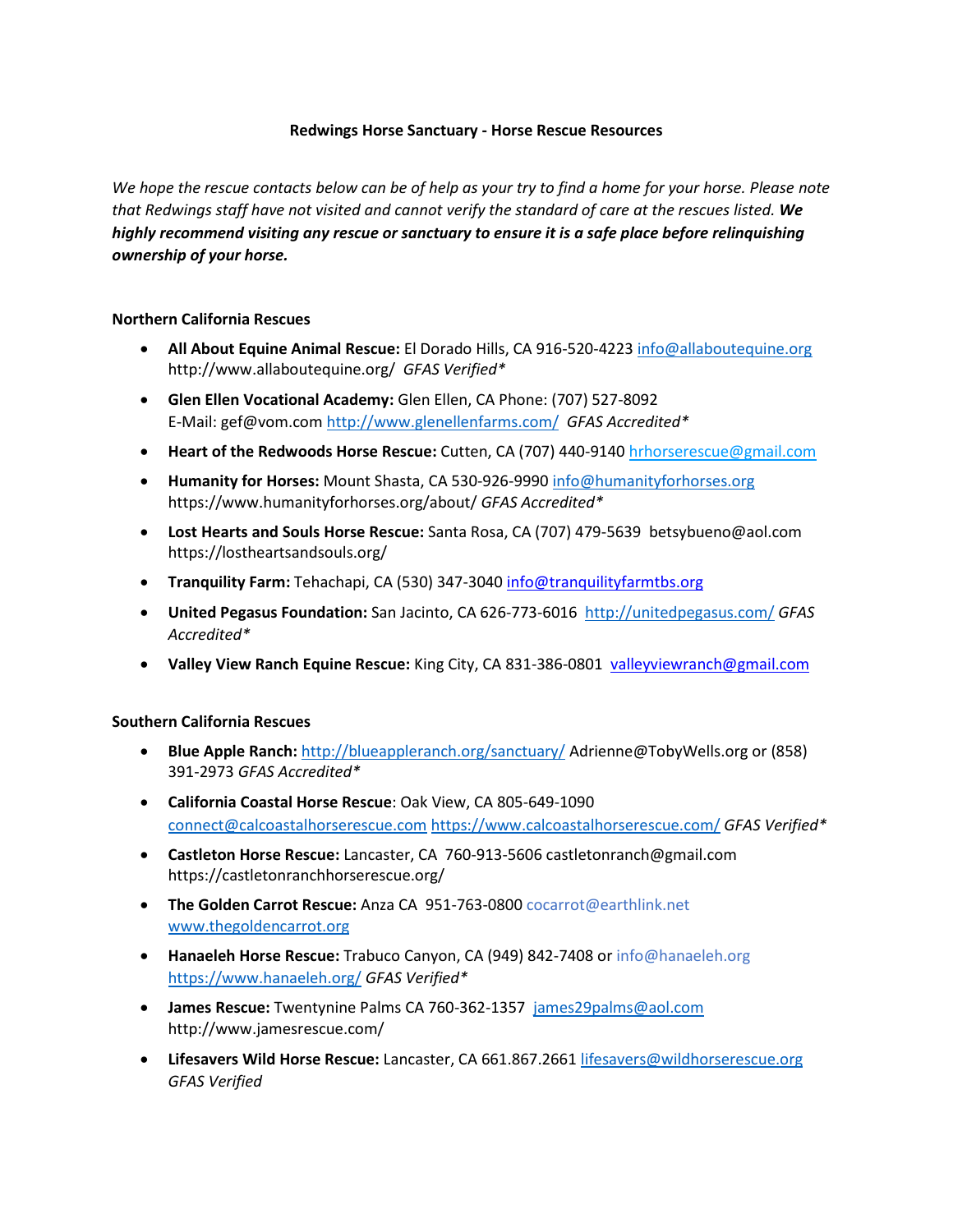# Redwings Horse Sanctuary - Horse Rescue Resources

*We hope the rescue contacts below can be of help as your try to find a home for your horse. Please note that Redwings staff have not visited and cannot verify the standard of care at the rescues listed.* ***We highly recommend visiting any rescue or sanctuary to ensure it is a safe place before relinquishing ownership of your horse.***

## Northern California Rescues

- **All About Equine Animal Rescue:** El Dorado Hills, CA 916-520-4223 info@allaboutequine.org http://www.allaboutequine.org/ *GFAS Verified**
- **Glen Ellen Vocational Academy:** Glen Ellen, CA Phone: (707) 527-8092 E-Mail: gef@vom.com http://www.glenellenfarms.com/ *GFAS Accredited**
- **Heart of the Redwoods Horse Rescue:** Cutten, CA (707) 440-9140 hrhorserescue@gmail.com
- **Humanity for Horses:** Mount Shasta, CA 530-926-9990 info@humanityforhorses.org https://www.humanityforhorses.org/about/ *GFAS Accredited**
- **Lost Hearts and Souls Horse Rescue:** Santa Rosa, CA (707) 479-5639 betsybueno@aol.com https://lostheartsandsouls.org/
- **Tranquility Farm:** Tehachapi, CA (530) 347-3040 info@tranquilityfarmtbs.org
- **United Pegasus Foundation:** San Jacinto, CA 626-773-6016 http://unitedpegasus.com/ *GFAS Accredited**
- **Valley View Ranch Equine Rescue:** King City, CA 831-386-0801 valleyviewranch@gmail.com

## Southern California Rescues

- **Blue Apple Ranch:** http://blueappleranch.org/sanctuary/ Adrienne@TobyWells.org or (858) 391-2973 *GFAS Accredited**
- **California Coastal Horse Rescue**: Oak View, CA 805-649-1090 connect@calcoastalhorserescue.com https://www.calcoastalhorserescue.com/ *GFAS Verified**
- **Castleton Horse Rescue:** Lancaster, CA 760-913-5606 castletonranch@gmail.com https://castletonranchhorserescue.org/
- **The Golden Carrot Rescue:** Anza CA 951-763-0800 cocarrot@earthlink.net www.thegoldencarrot.org
- **Hanaeleh Horse Rescue:** Trabuco Canyon, CA (949) 842-7408 or info@hanaeleh.org https://www.hanaeleh.org/ *GFAS Verified**
- **James Rescue:** Twentynine Palms CA 760-362-1357 james29palms@aol.com http://www.jamesrescue.com/
- **Lifesavers Wild Horse Rescue:** Lancaster, CA 661.867.2661 lifesavers@wildhorserescue.org *GFAS Verified*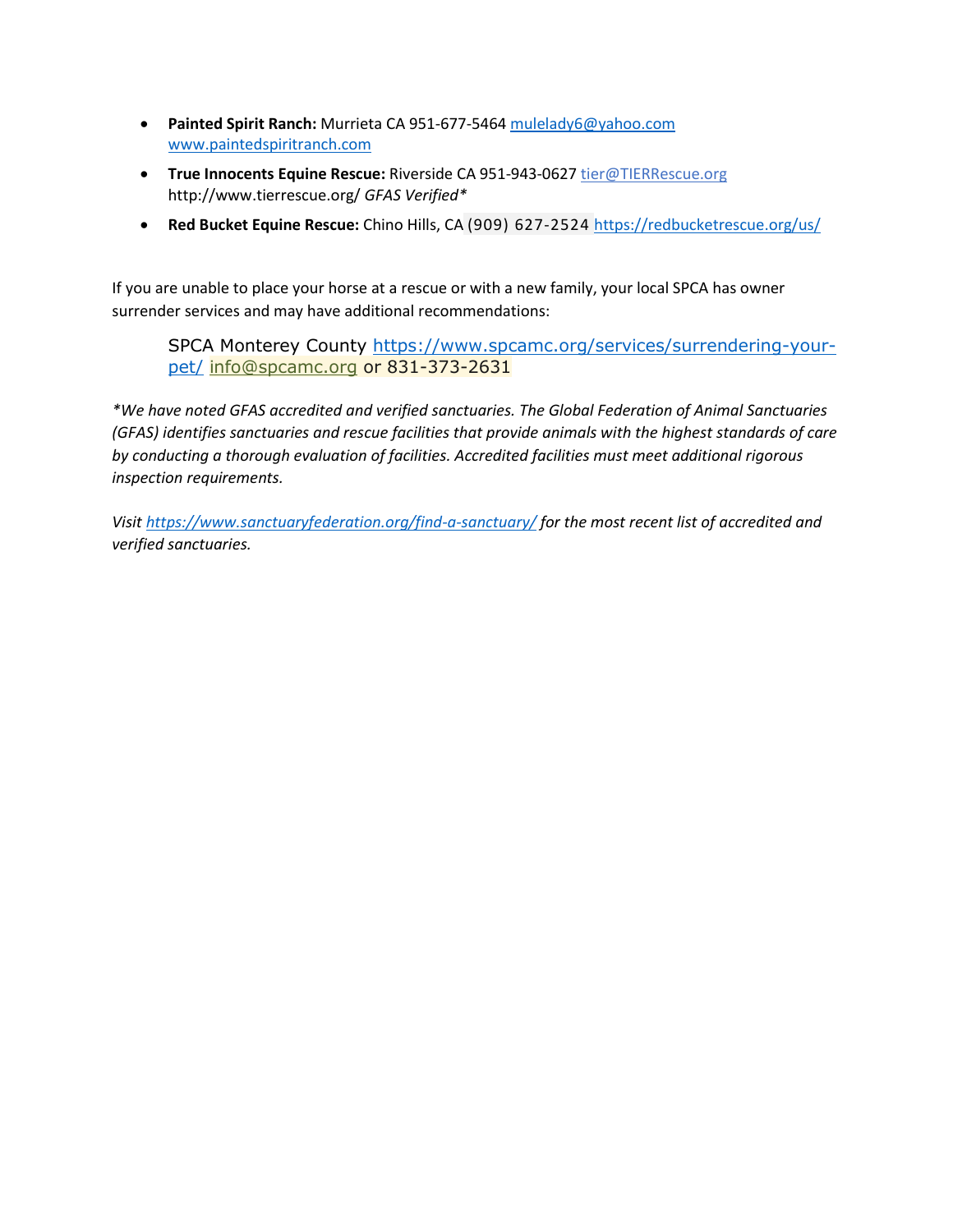- **Painted Spirit Ranch:** Murrieta CA 951-677-5464 mulelady6@yahoo.com www.paintedspiritranch.com
- **True Innocents Equine Rescue:** Riverside CA 951-943-0627 tier@TIERRescue.org http://www.tierrescue.org/ *GFAS Verified**
- **Red Bucket Equine Rescue:** Chino Hills, CA (909) 627-2524 https://redbucketrescue.org/us/

If you are unable to place your horse at a rescue or with a new family, your local SPCA has owner surrender services and may have additional recommendations:

> SPCA Monterey County https://www.spcamc.org/services/surrendering-your-pet/ info@spcamc.org or 831-373-2631

**We have noted GFAS accredited and verified sanctuaries. The Global Federation of Animal Sanctuaries (GFAS) identifies sanctuaries and rescue facilities that provide animals with the highest standards of care by conducting a thorough evaluation of facilities. Accredited facilities must meet additional rigorous inspection requirements.*

*Visit https://www.sanctuaryfederation.org/find-a-sanctuary/ for the most recent list of accredited and verified sanctuaries.*